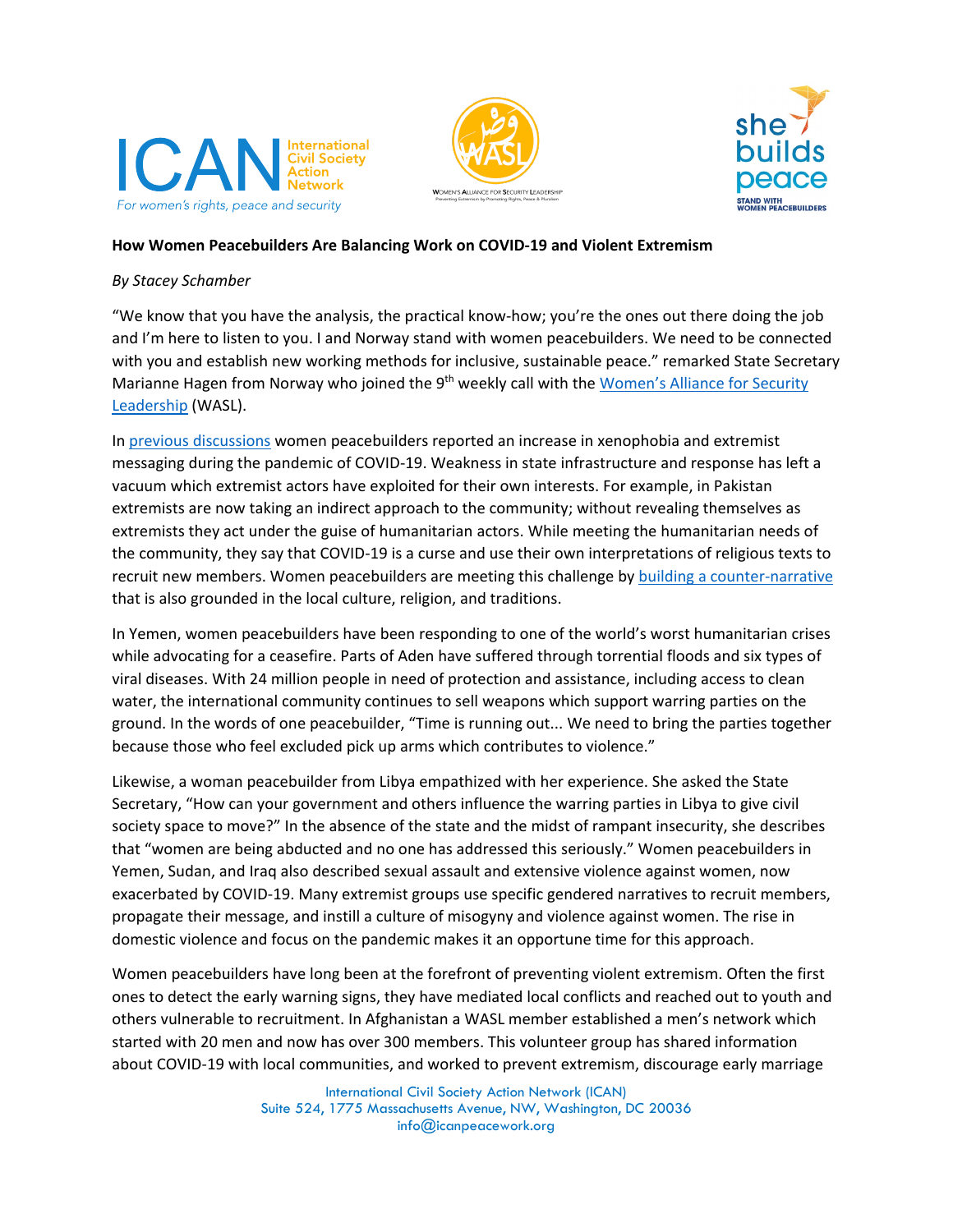**How Women Peacebuilders Are Balancing Work on COVID-19 and Violent Extremism**

*By Stacey Schamber*

"We know that you have the analysis, the practical know-how; you're the ones out there doing the job and I'm here to listen to you. I and Norway stand with women peacebuilders. We need to be connected with you and establish new working methods for inclusive, sustainable peace." remarked State Secretary Marianne Hagen from Norway who joined the 9th weekly call with the Women's Alliance for Security Leadership (WASL).

In previous discussions women peacebuilders reported an increase in xenophobia and extremist messaging during the pandemic of COVID-19. Weakness in state infrastructure and response has left a vacuum which extremist actors have exploited for their own interests. For example, in Pakistan extremists are now taking an indirect approach to the community; without revealing themselves as extremists they act under the guise of humanitarian actors. While meeting the humanitarian needs of the community, they say that COVID-19 is a curse and use their own interpretations of religious texts to recruit new members. Women peacebuilders are meeting this challenge by building a counter-narrative that is also grounded in the local culture, religion, and traditions.

In Yemen, women peacebuilders have been responding to one of the world's worst humanitarian crises while advocating for a ceasefire. Parts of Aden have suffered through torrential floods and six types of viral diseases. With 24 million people in need of protection and assistance, including access to clean water, the international community continues to sell weapons which support warring parties on the ground. In the words of one peacebuilder, "Time is running out... We need to bring the parties together because those who feel excluded pick up arms which contributes to violence."

Likewise, a woman peacebuilder from Libya empathized with her experience. She asked the State Secretary, "How can your government and others influence the warring parties in Libya to give civil society space to move?" In the absence of the state and the midst of rampant insecurity, she describes that "women are being abducted and no one has addressed this seriously." Women peacebuilders in Yemen, Sudan, and Iraq also described sexual assault and extensive violence against women, now exacerbated by COVID-19. Many extremist groups use specific gendered narratives to recruit members, propagate their message, and instill a culture of misogyny and violence against women. The rise in domestic violence and focus on the pandemic makes it an opportune time for this approach.

Women peacebuilders have long been at the forefront of preventing violent extremism. Often the first ones to detect the early warning signs, they have mediated local conflicts and reached out to youth and others vulnerable to recruitment. In Afghanistan a WASL member established a men's network which started with 20 men and now has over 300 members. This volunteer group has shared information about COVID-19 with local communities, and worked to prevent extremism, discourage early marriage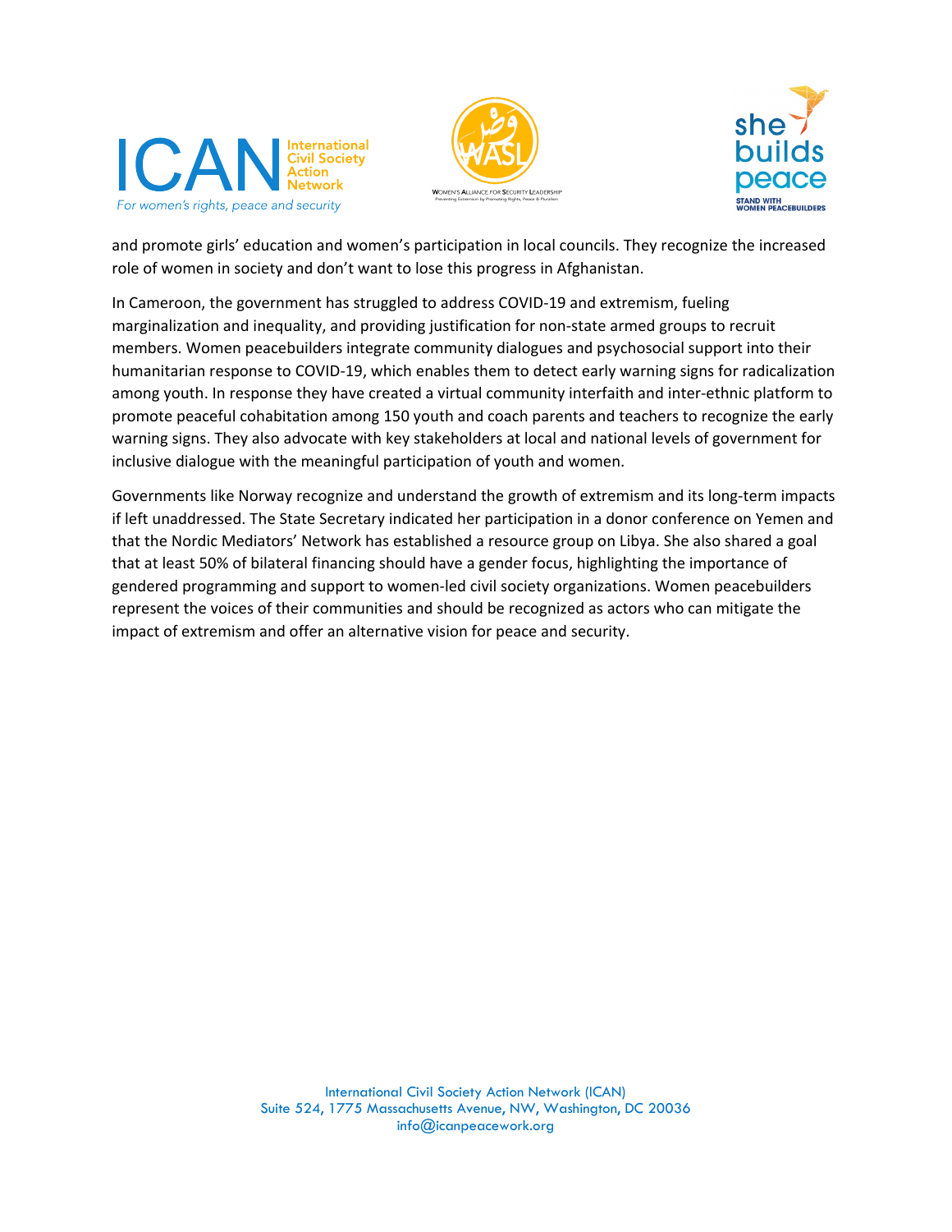and promote girls' education and women's participation in local councils. They recognize the increased role of women in society and don't want to lose this progress in Afghanistan.

In Cameroon, the government has struggled to address COVID-19 and extremism, fueling marginalization and inequality, and providing justification for non-state armed groups to recruit members. Women peacebuilders integrate community dialogues and psychosocial support into their humanitarian response to COVID-19, which enables them to detect early warning signs for radicalization among youth. In response they have created a virtual community interfaith and inter-ethnic platform to promote peaceful cohabitation among 150 youth and coach parents and teachers to recognize the early warning signs. They also advocate with key stakeholders at local and national levels of government for inclusive dialogue with the meaningful participation of youth and women.

Governments like Norway recognize and understand the growth of extremism and its long-term impacts if left unaddressed. The State Secretary indicated her participation in a donor conference on Yemen and that the Nordic Mediators' Network has established a resource group on Libya. She also shared a goal that at least 50% of bilateral financing should have a gender focus, highlighting the importance of gendered programming and support to women-led civil society organizations. Women peacebuilders represent the voices of their communities and should be recognized as actors who can mitigate the impact of extremism and offer an alternative vision for peace and security.